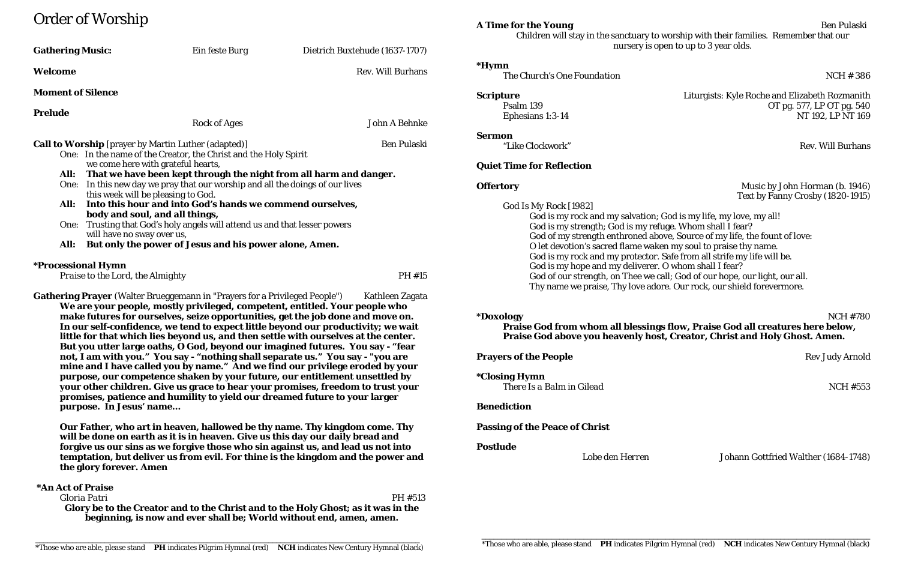# Order of Worship

**Gathering Music:** *Ein feste Burg* — Dietrich Buxtehude (1637-1707)

**Welcome** — Rev. Will Burhans

**Moment of Silence**

**Prelude**
Rock of Ages — John A Behnke

**Call to Worship** [prayer by Martin Luther (adapted)] — Ben Pulaski

One: In the name of the Creator, the Christ and the Holy Spirit we come here with grateful hearts,
**All: That we have been kept through the night from all harm and danger.**
One: In this new day we pray that our worship and all the doings of our lives this week will be pleasing to God.
**All: Into this hour and into God's hands we commend ourselves, body and soul, and all things,**
One: Trusting that God's holy angels will attend us and that lesser powers will have no sway over us,
**All: But only the power of Jesus and his power alone, Amen.**

**\*Processional Hymn**
*Praise to the Lord, the Almighty* — PH #15

**Gathering Prayer** (Walter Brueggemann in "Prayers for a Privileged People") — Kathleen Zagata

**We are your people, mostly privileged, competent, entitled. Your people who make futures for ourselves, seize opportunities, get the job done and move on. In our self-confidence, we tend to expect little beyond our productivity; we wait little for that which lies beyond us, and then settle with ourselves at the center. But you utter large oaths, O God, beyond our imagined futures. You say - "fear not, I am with you." You say - "nothing shall separate us." You say - "you are mine and I have called you by name." And we find our privilege eroded by your purpose, our competence shaken by your future, our entitlement unsettled by your other children. Give us grace to hear your promises, freedom to trust your promises, patience and humility to yield our dreamed future to your larger purpose. In Jesus' name…**

**Our Father, who art in heaven, hallowed be thy name. Thy kingdom come. Thy will be done on earth as it is in heaven. Give us this day our daily bread and forgive us our sins as we forgive those who sin against us, and lead us not into temptation, but deliver us from evil. For thine is the kingdom and the power and the glory forever. Amen**

**\*An Act of Praise**
*Gloria Patri* — PH #513
**Glory be to the Creator and to the Christ and to the Holy Ghost; as it was in the beginning, is now and ever shall be; World without end, amen, amen.**

**A Time for the Young** — Ben Pulaski
Children will stay in the sanctuary to worship with their families. Remember that our nursery is open to up to 3 year olds.

**\*Hymn**
*The Church's One Foundation* — NCH # 386

**Scripture** — Liturgists: Kyle Roche and Elizabeth Rozmanith
Psalm 139 — OT pg. 577, LP OT pg. 540
Ephesians 1:3-14 — NT 192, LP NT 169

**Sermon**
"Like Clockwork" — Rev. Will Burhans

**Quiet Time for Reflection**

**Offertory** — Music by John Horman (b. 1946), Text by Fanny Crosby (1820-1915)

God Is My Rock [1982]
God is my rock and my salvation; God is my life, my love, my all!
God is my strength; God is my refuge. Whom shall I fear?
God of my strength enthroned above, Source of my life, the fount of love:
O let devotion's sacred flame waken my soul to praise thy name.
God is my rock and my protector. Safe from all strife my life will be.
God is my hope and my deliverer. O whom shall I fear?
God of our strength, on Thee we call; God of our hope, our light, our all.
Thy name we praise, Thy love adore. Our rock, our shield forevermore.

**\*Doxology** — NCH #780
**Praise God from whom all blessings flow, Praise God all creatures here below, Praise God above you heavenly host, Creator, Christ and Holy Ghost. Amen.**

**Prayers of the People** — Rev Judy Arnold

**\*Closing Hymn**
*There Is a Balm in Gilead* — NCH #553

**Benediction**

**Passing of the Peace of Christ**

**Postlude**
*Lobe den Herren* — Johann Gottfried Walther (1684-1748)

\*Those who are able, please stand **PH** indicates Pilgrim Hymnal (red) **NCH** indicates New Century Hymnal (black)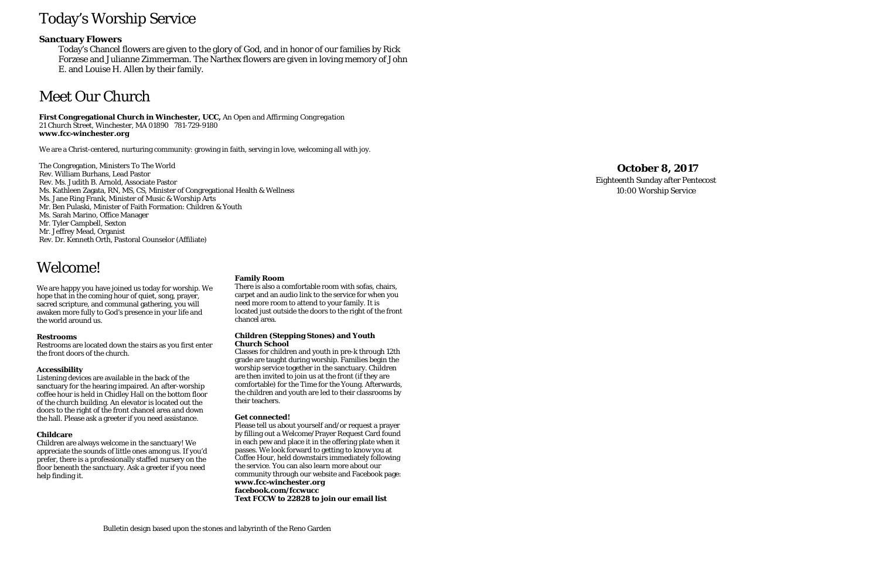# Today's Worship Service

**Sanctuary Flowers**

Today's Chancel flowers are given to the glory of God, and in honor of our families by Rick Forzese and Julianne Zimmerman. The Narthex flowers are given in loving memory of John E. and Louise H. Allen by their family.

# Meet Our Church

**First Congregational Church in Winchester, UCC,** *An Open and Affirming Congregation*
21 Church Street, Winchester, MA 01890 781-729-9180
**www.fcc-winchester.org**

We are a Christ-centered, nurturing community: growing in faith, serving in love, welcoming all with joy.

The Congregation, Ministers To The World
Rev. William Burhans, Lead Pastor
Rev. Ms. Judith B. Arnold, Associate Pastor
Ms. Kathleen Zagata, RN, MS, CS, Minister of Congregational Health & Wellness
Ms. Jane Ring Frank, Minister of Music & Worship Arts
Mr. Ben Pulaski, Minister of Faith Formation: Children & Youth
Ms. Sarah Marino, Office Manager
Mr. Tyler Campbell, Sexton
Mr. Jeffrey Mead, Organist
Rev. Dr. Kenneth Orth, Pastoral Counselor (Affiliate)

# Welcome!

We are happy you have joined us today for worship. We hope that in the coming hour of quiet, song, prayer, sacred scripture, and communal gathering, you will awaken more fully to God's presence in your life and the world around us.

**Restrooms**

Restrooms are located down the stairs as you first enter the front doors of the church.

**Accessibility**

Listening devices are available in the back of the sanctuary for the hearing impaired. An after-worship coffee hour is held in Chidley Hall on the bottom floor of the church building. An elevator is located out the doors to the right of the front chancel area and down the hall. Please ask a greeter if you need assistance.

**Childcare**

Children are always welcome in the sanctuary! We appreciate the sounds of little ones among us. If you'd prefer, there is a professionally staffed nursery on the floor beneath the sanctuary. Ask a greeter if you need help finding it.

**Family Room**

There is also a comfortable room with sofas, chairs, carpet and an audio link to the service for when you need more room to attend to your family. It is located just outside the doors to the right of the front chancel area.

**Children (Stepping Stones) and Youth Church School**

Classes for children and youth in pre-k through 12th grade are taught during worship. Families begin the worship service together in the sanctuary. Children are then invited to join us at the front (if they are comfortable) for the Time for the Young. Afterwards, the children and youth are led to their classrooms by their teachers.

**Get connected!**

Please tell us about yourself and/or request a prayer by filling out a Welcome/Prayer Request Card found in each pew and place it in the offering plate when it passes. We look forward to getting to know you at Coffee Hour, held downstairs immediately following the service. You can also learn more about our community through our website and Facebook page:
**www.fcc-winchester.org**
**facebook.com/fccwucc**
**Text FCCW to 22828 to join our email list**

Bulletin design based upon the stones and labyrinth of the Reno Garden

**October 8, 2017**
Eighteenth Sunday after Pentecost
10:00 Worship Service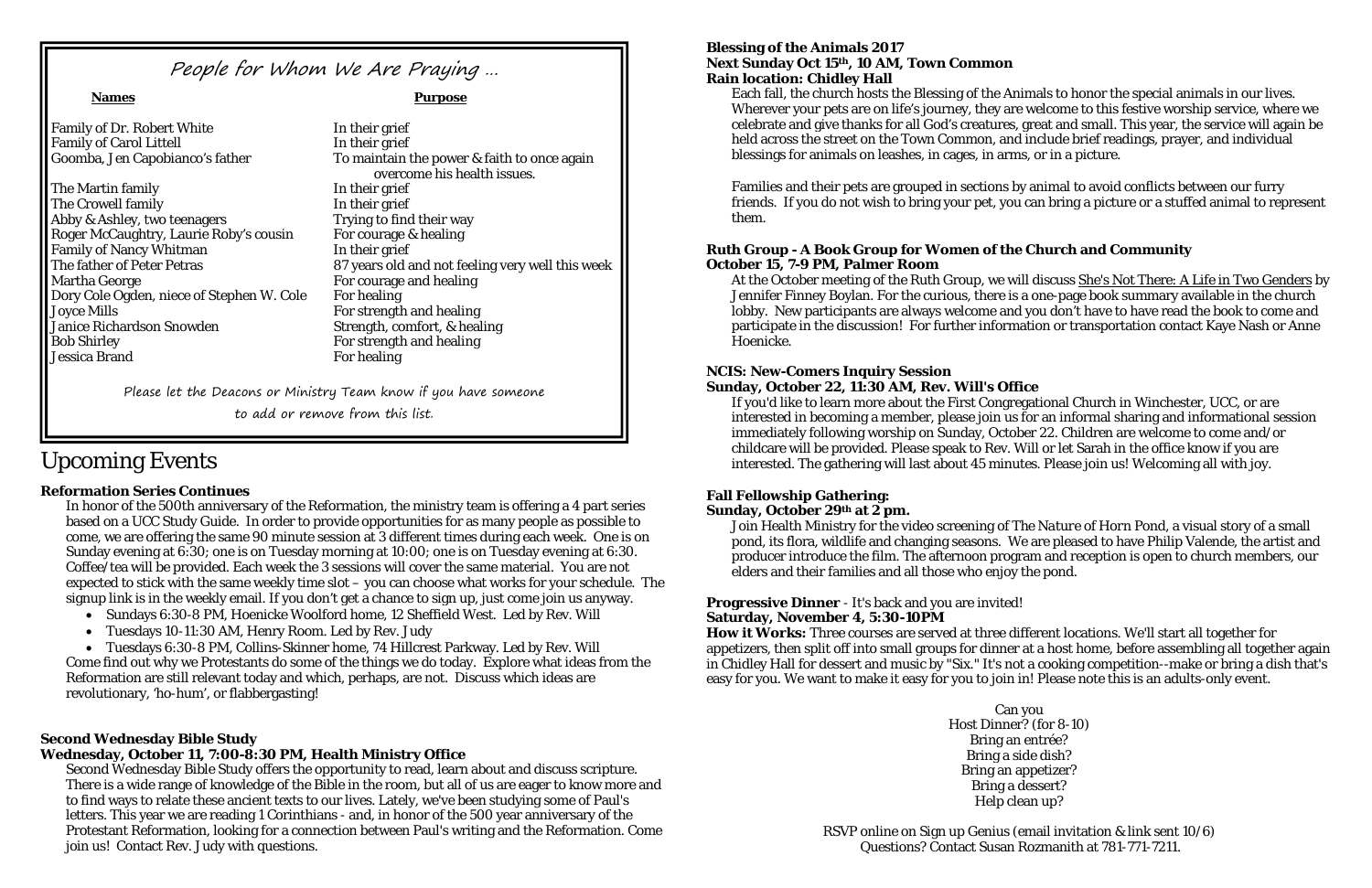## People for Whom We Are Praying …

| Names | Purpose |
| --- | --- |
| Family of Dr. Robert White | In their grief |
| Family of Carol Littell | In their grief |
| Goomba, Jen Capobianco's father | To maintain the power & faith to once again overcome his health issues. |
| The Martin family | In their grief |
| The Crowell family | In their grief |
| Abby & Ashley, two teenagers | Trying to find their way |
| Roger McCaughtry, Laurie Roby's cousin | For courage & healing |
| Family of Nancy Whitman | In their grief |
| The father of Peter Petras | 87 years old and not feeling very well this week |
| Martha George | For courage and healing |
| Dory Cole Ogden, niece of Stephen W. Cole | For healing |
| Joyce Mills | For strength and healing |
| Janice Richardson Snowden | Strength, comfort, & healing |
| Bob Shirley | For strength and healing |
| Jessica Brand | For healing |

Please let the Deacons or Ministry Team know if you have someone to add or remove from this list.

# Upcoming Events

**Reformation Series Continues**

In honor of the 500th anniversary of the Reformation, the ministry team is offering a 4 part series based on a UCC Study Guide. In order to provide opportunities for as many people as possible to come, we are offering the same 90 minute session at 3 different times during each week. One is on Sunday evening at 6:30; one is on Tuesday morning at 10:00; one is on Tuesday evening at 6:30. Coffee/tea will be provided. Each week the 3 sessions will cover the same material. You are not expected to stick with the same weekly time slot – you can choose what works for your schedule. The signup link is in the weekly email. If you don't get a chance to sign up, just come join us anyway.

- Sundays 6:30-8 PM, Hoenicke Woolford home, 12 Sheffield West. Led by Rev. Will
- Tuesdays 10-11:30 AM, Henry Room. Led by Rev. Judy
- Tuesdays 6:30-8 PM, Collins-Skinner home, 74 Hillcrest Parkway. Led by Rev. Will

Come find out why we Protestants do some of the things we do today. Explore what ideas from the Reformation are still relevant today and which, perhaps, are not. Discuss which ideas are revolutionary, 'ho-hum', or flabbergasting!

**Second Wednesday Bible Study**
**Wednesday, October 11, 7:00-8:30 PM, Health Ministry Office**

Second Wednesday Bible Study offers the opportunity to read, learn about and discuss scripture. There is a wide range of knowledge of the Bible in the room, but all of us are eager to know more and to find ways to relate these ancient texts to our lives. Lately, we've been studying some of Paul's letters. This year we are reading 1 Corinthians - and, in honor of the 500 year anniversary of the Protestant Reformation, looking for a connection between Paul's writing and the Reformation. Come join us! Contact Rev. Judy with questions.

**Blessing of the Animals 2017**
**Next Sunday Oct 15th, 10 AM, Town Common**
**Rain location: Chidley Hall**

Each fall, the church hosts the Blessing of the Animals to honor the special animals in our lives. Wherever your pets are on life's journey, they are welcome to this festive worship service, where we celebrate and give thanks for all God's creatures, great and small. This year, the service will again be held across the street on the Town Common, and include brief readings, prayer, and individual blessings for animals on leashes, in cages, in arms, or in a picture.

Families and their pets are grouped in sections by animal to avoid conflicts between our furry friends. If you do not wish to bring your pet, you can bring a picture or a stuffed animal to represent them.

**Ruth Group - A Book Group for Women of the Church and Community**
**October 15, 7-9 PM, Palmer Room**

At the October meeting of the Ruth Group, we will discuss She's Not There: A Life in Two Genders by Jennifer Finney Boylan. For the curious, there is a one-page book summary available in the church lobby. New participants are always welcome and you don't have to have read the book to come and participate in the discussion! For further information or transportation contact Kaye Nash or Anne Hoenicke.

**NCIS: New-Comers Inquiry Session**
**Sunday, October 22, 11:30 AM, Rev. Will's Office**

If you'd like to learn more about the First Congregational Church in Winchester, UCC, or are interested in becoming a member, please join us for an informal sharing and informational session immediately following worship on Sunday, October 22. Children are welcome to come and/or childcare will be provided. Please speak to Rev. Will or let Sarah in the office know if you are interested. The gathering will last about 45 minutes. Please join us! Welcoming all with joy.

**Fall Fellowship Gathering:**
**Sunday, October 29th at 2 pm.**

Join Health Ministry for the video screening of *The Nature of Horn Pond*, a visual story of a small pond, its flora, wildlife and changing seasons. We are pleased to have Philip Valende, the artist and producer introduce the film. The afternoon program and reception is open to church members, our elders and their families and all those who enjoy the pond.

**Progressive Dinner** - It's back and you are invited!
**Saturday, November 4, 5:30-10PM**

**How it Works:** Three courses are served at three different locations. We'll start all together for appetizers, then split off into small groups for dinner at a host home, before assembling all together again in Chidley Hall for dessert and music by "Six." It's not a cooking competition--make or bring a dish that's easy for you. We want to make it easy for you to join in! Please note this is an adults-only event.

Can you
Host Dinner? (for 8-10)
Bring an entrée?
Bring a side dish?
Bring an appetizer?
Bring a dessert?
Help clean up?

RSVP online on Sign up Genius (email invitation & link sent 10/6)
Questions? Contact Susan Rozmanith at 781-771-7211.